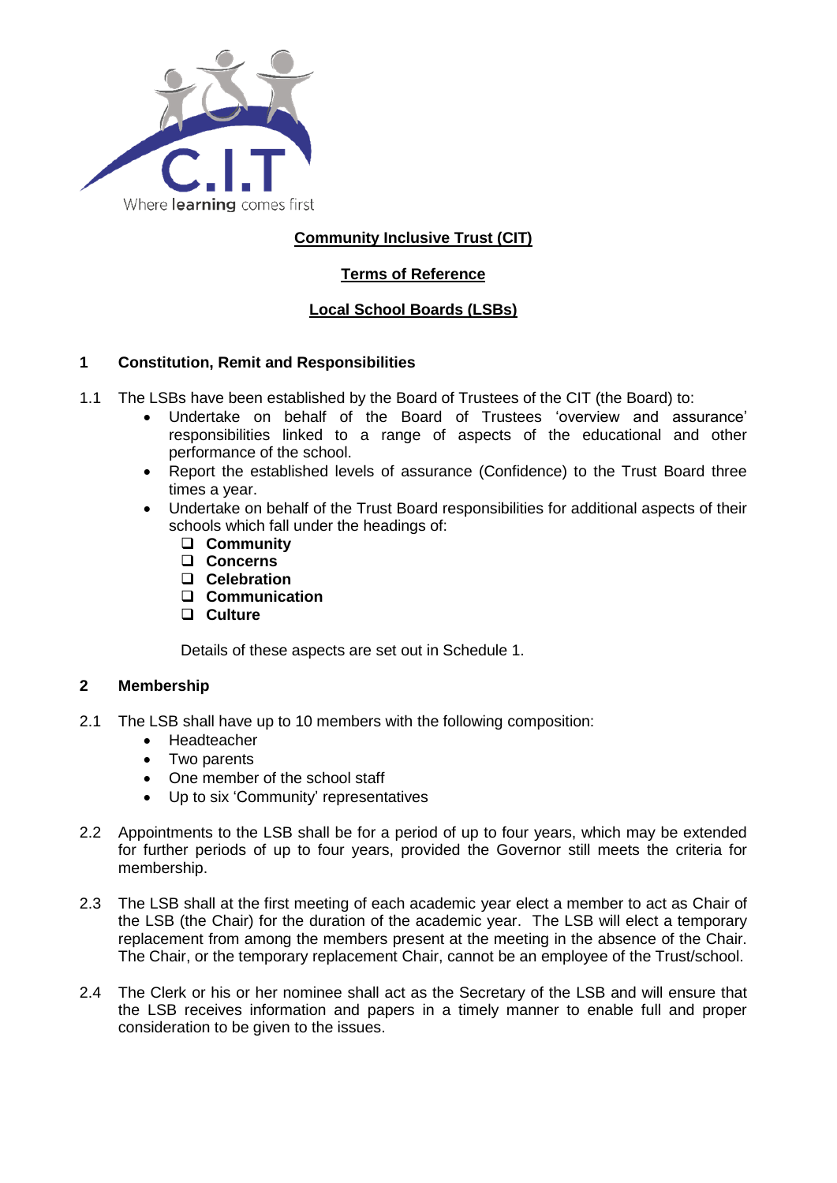# Community Inclusive Trust (CIT)

## Terms of Reference

## Local School Boards (LSBs)

### 1 Constitution, Remit and Responsibilities

1.1 The LSBs have been established by the Board of Trustees of the CIT (the Board) to:

- Undertake on behalf of the Board of Trustees 'overview and assurance' responsibilities linked to a range of aspects of the educational and other performance of the school.
- Report the established levels of assurance (Confidence) to the Trust Board three times a year.
- Undertake on behalf of the Trust Board responsibilities for additional aspects of their schools which fall under the headings of:
  - ❑ **Community**
  - ❑ **Concerns**
  - ❑ **Celebration**
  - ❑ **Communication**
  - ❑ **Culture**

  Details of these aspects are set out in Schedule 1.

### 2 Membership

2.1 The LSB shall have up to 10 members with the following composition:

- Headteacher
- Two parents
- One member of the school staff
- Up to six 'Community' representatives

2.2 Appointments to the LSB shall be for a period of up to four years, which may be extended for further periods of up to four years, provided the Governor still meets the criteria for membership.

2.3 The LSB shall at the first meeting of each academic year elect a member to act as Chair of the LSB (the Chair) for the duration of the academic year. The LSB will elect a temporary replacement from among the members present at the meeting in the absence of the Chair. The Chair, or the temporary replacement Chair, cannot be an employee of the Trust/school.

2.4 The Clerk or his or her nominee shall act as the Secretary of the LSB and will ensure that the LSB receives information and papers in a timely manner to enable full and proper consideration to be given to the issues.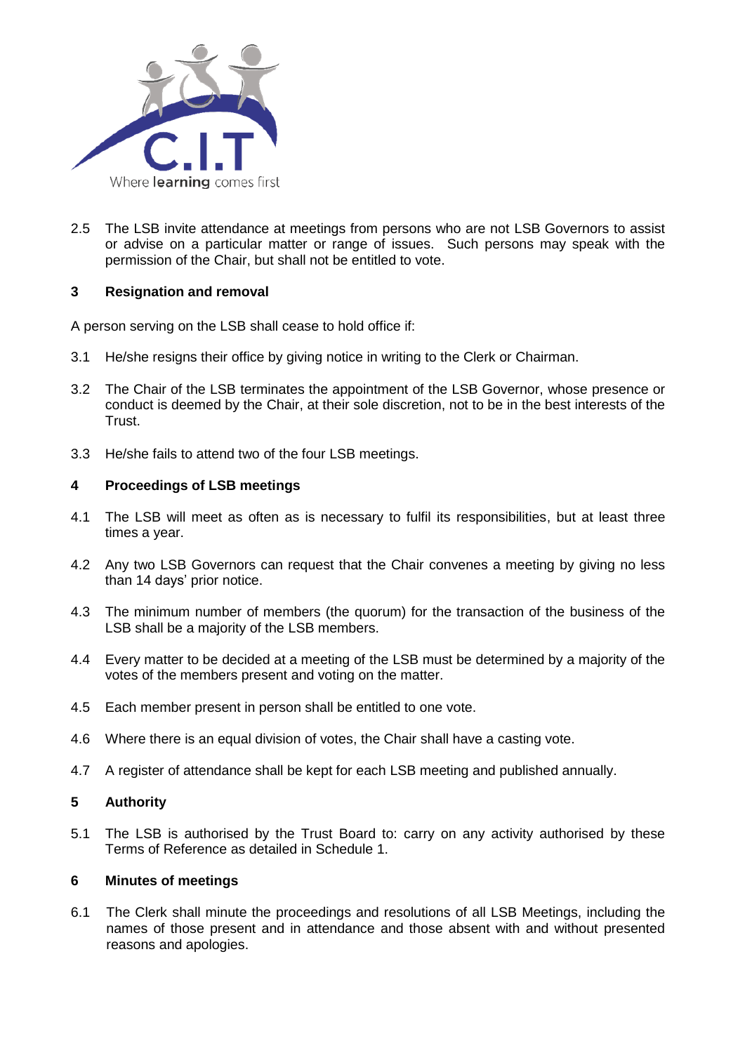2.5 The LSB invite attendance at meetings from persons who are not LSB Governors to assist or advise on a particular matter or range of issues. Such persons may speak with the permission of the Chair, but shall not be entitled to vote.

## 3 Resignation and removal

A person serving on the LSB shall cease to hold office if:

3.1 He/she resigns their office by giving notice in writing to the Clerk or Chairman.

3.2 The Chair of the LSB terminates the appointment of the LSB Governor, whose presence or conduct is deemed by the Chair, at their sole discretion, not to be in the best interests of the Trust.

3.3 He/she fails to attend two of the four LSB meetings.

## 4 Proceedings of LSB meetings

4.1 The LSB will meet as often as is necessary to fulfil its responsibilities, but at least three times a year.

4.2 Any two LSB Governors can request that the Chair convenes a meeting by giving no less than 14 days' prior notice.

4.3 The minimum number of members (the quorum) for the transaction of the business of the LSB shall be a majority of the LSB members.

4.4 Every matter to be decided at a meeting of the LSB must be determined by a majority of the votes of the members present and voting on the matter.

4.5 Each member present in person shall be entitled to one vote.

4.6 Where there is an equal division of votes, the Chair shall have a casting vote.

4.7 A register of attendance shall be kept for each LSB meeting and published annually.

## 5 Authority

5.1 The LSB is authorised by the Trust Board to: carry on any activity authorised by these Terms of Reference as detailed in Schedule 1.

## 6 Minutes of meetings

6.1 The Clerk shall minute the proceedings and resolutions of all LSB Meetings, including the names of those present and in attendance and those absent with and without presented reasons and apologies.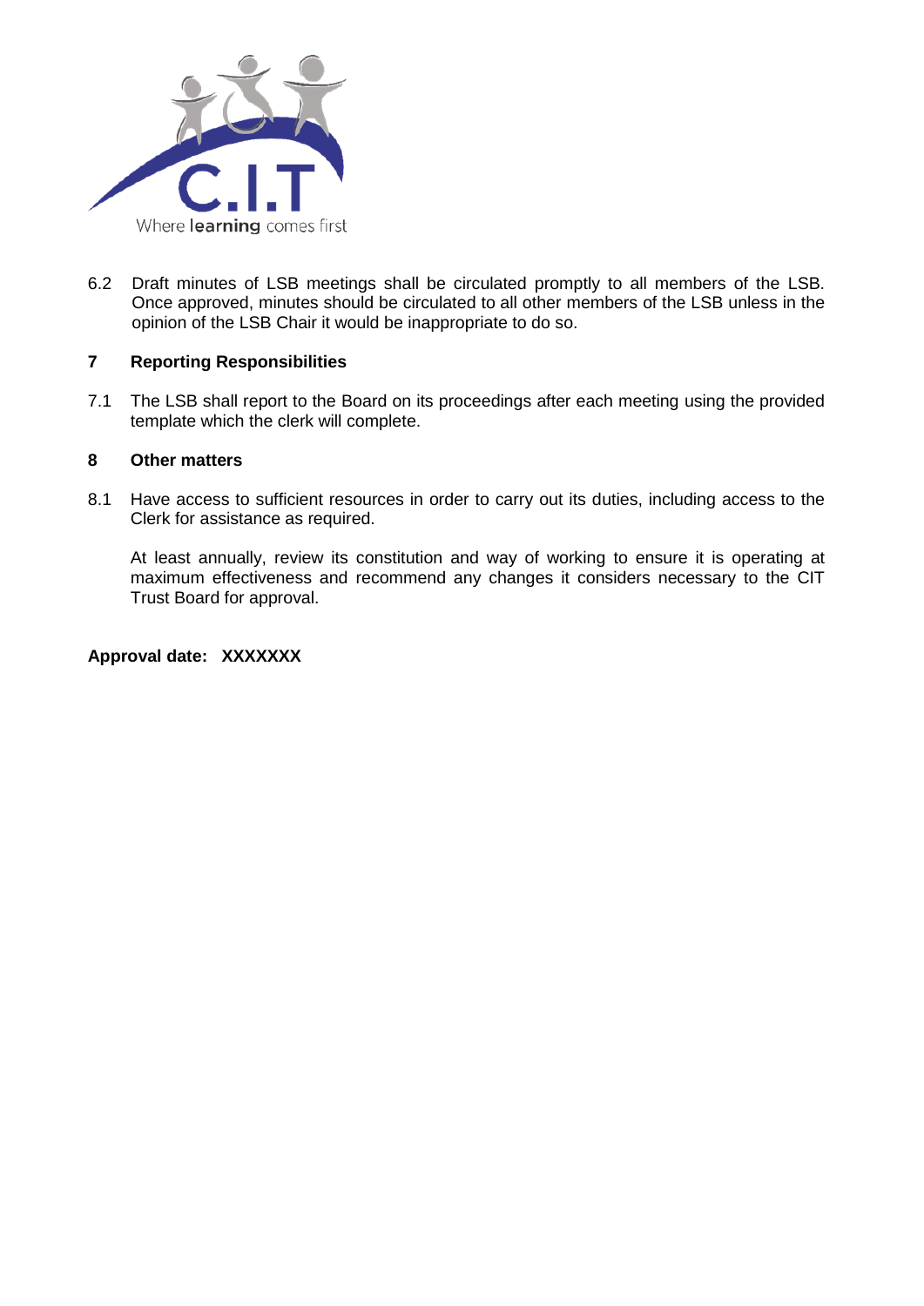6.2 Draft minutes of LSB meetings shall be circulated promptly to all members of the LSB. Once approved, minutes should be circulated to all other members of the LSB unless in the opinion of the LSB Chair it would be inappropriate to do so.

## 7 Reporting Responsibilities

7.1 The LSB shall report to the Board on its proceedings after each meeting using the provided template which the clerk will complete.

## 8 Other matters

8.1 Have access to sufficient resources in order to carry out its duties, including access to the Clerk for assistance as required.

At least annually, review its constitution and way of working to ensure it is operating at maximum effectiveness and recommend any changes it considers necessary to the CIT Trust Board for approval.

**Approval date: XXXXXXX**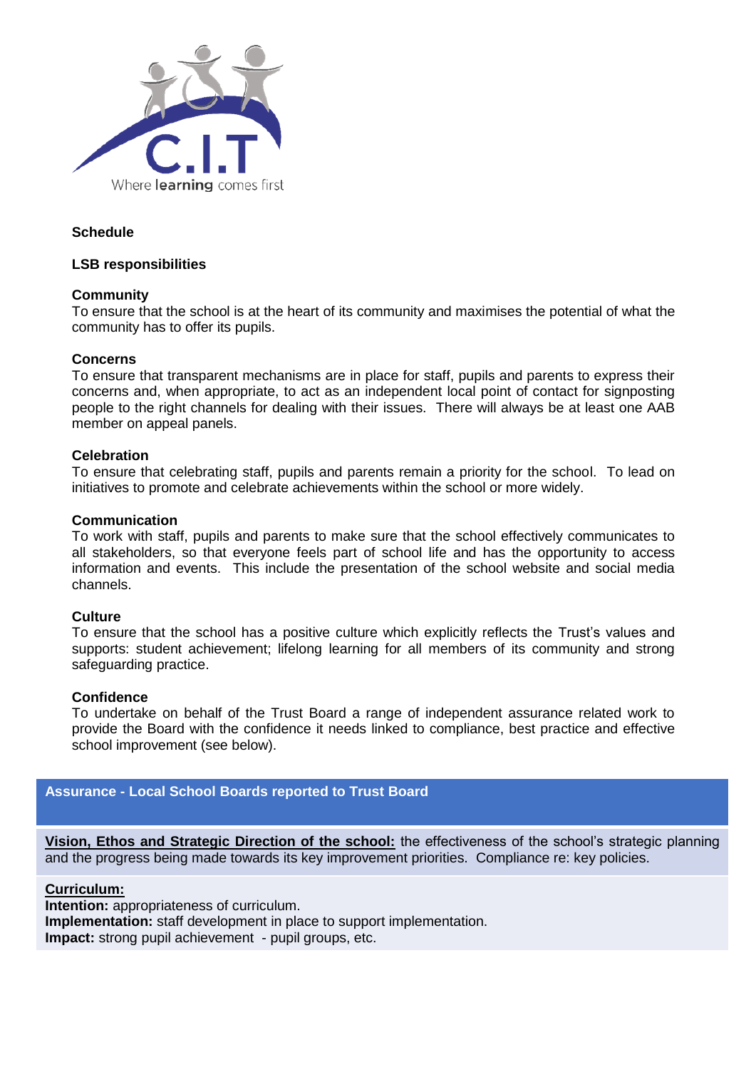**Schedule**

**LSB responsibilities**

**Community**

To ensure that the school is at the heart of its community and maximises the potential of what the community has to offer its pupils.

**Concerns**

To ensure that transparent mechanisms are in place for staff, pupils and parents to express their concerns and, when appropriate, to act as an independent local point of contact for signposting people to the right channels for dealing with their issues. There will always be at least one AAB member on appeal panels.

**Celebration**

To ensure that celebrating staff, pupils and parents remain a priority for the school. To lead on initiatives to promote and celebrate achievements within the school or more widely.

**Communication**

To work with staff, pupils and parents to make sure that the school effectively communicates to all stakeholders, so that everyone feels part of school life and has the opportunity to access information and events. This include the presentation of the school website and social media channels.

**Culture**

To ensure that the school has a positive culture which explicitly reflects the Trust's values and supports: student achievement; lifelong learning for all members of its community and strong safeguarding practice.

**Confidence**

To undertake on behalf of the Trust Board a range of independent assurance related work to provide the Board with the confidence it needs linked to compliance, best practice and effective school improvement (see below).

| Assurance - Local School Boards reported to Trust Board |
| --- |
| **Vision, Ethos and Strategic Direction of the school:** the effectiveness of the school's strategic planning and the progress being made towards its key improvement priorities. Compliance re: key policies. |
| **Curriculum:**<br>**Intention:** appropriateness of curriculum.<br>**Implementation:** staff development in place to support implementation.<br>**Impact:** strong pupil achievement - pupil groups, etc. |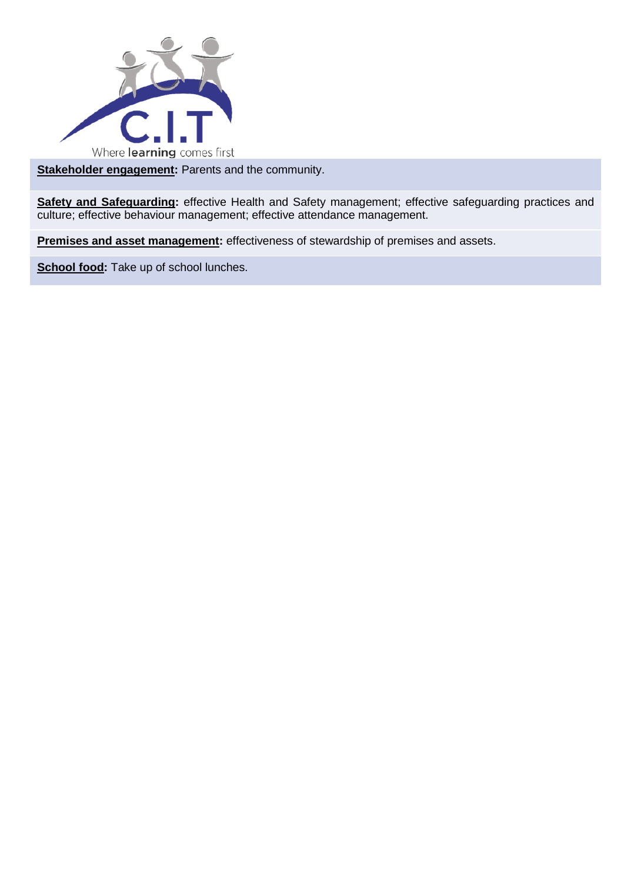Where **learning** comes first

**Stakeholder engagement:** Parents and the community.

**Safety and Safeguarding:** effective Health and Safety management; effective safeguarding practices and culture; effective behaviour management; effective attendance management.

**Premises and asset management:** effectiveness of stewardship of premises and assets.

**School food:** Take up of school lunches.